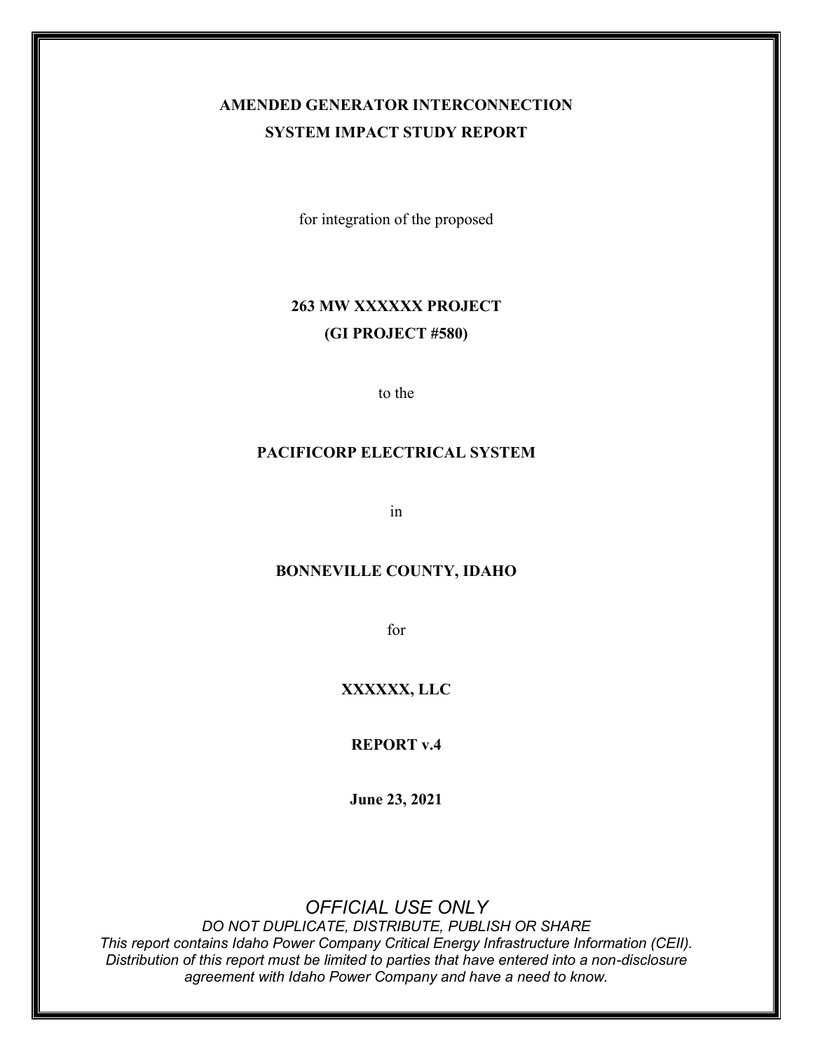# AMENDED GENERATOR INTERCONNECTION SYSTEM IMPACT STUDY REPORT

for integration of the proposed

**263 MW XXXXXX PROJECT**

**(GI PROJECT #580)**

to the

**PACIFICORP ELECTRICAL SYSTEM**

in

**BONNEVILLE COUNTY, IDAHO**

for

**XXXXXX, LLC**

**REPORT v.4**

**June 23, 2021**

*OFFICIAL USE ONLY*

*DO NOT DUPLICATE, DISTRIBUTE, PUBLISH OR SHARE*

*This report contains Idaho Power Company Critical Energy Infrastructure Information (CEII). Distribution of this report must be limited to parties that have entered into a non-disclosure agreement with Idaho Power Company and have a need to know.*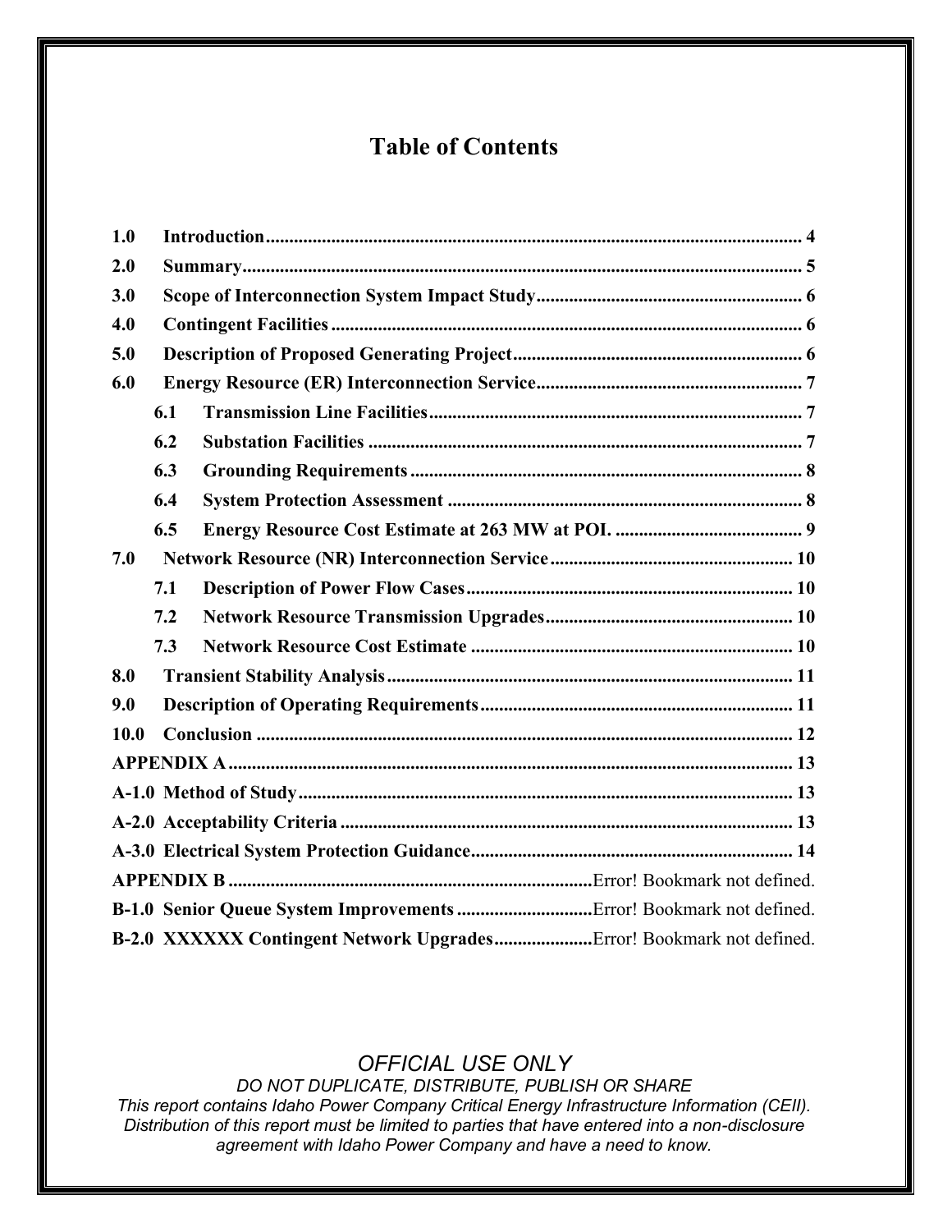# Table of Contents

1.0 Introduction .................................................................................................................. 4

2.0 Summary....................................................................................................................... 5

3.0 Scope of Interconnection System Impact Study......................................................... 6

4.0 Contingent Facilities .................................................................................................... 6

5.0 Description of Proposed Generating Project............................................................. 6

6.0 Energy Resource (ER) Interconnection Service......................................................... 7

- 6.1 Transmission Line Facilities................................................................................ 7
- 6.2 Substation Facilities ............................................................................................. 7
- 6.3 Grounding Requirements .................................................................................... 8
- 6.4 System Protection Assessment ............................................................................ 8
- 6.5 Energy Resource Cost Estimate at 263 MW at POI. ........................................ 9

7.0 Network Resource (NR) Interconnection Service .................................................... 10

- 7.1 Description of Power Flow Cases...................................................................... 10
- 7.2 Network Resource Transmission Upgrades..................................................... 10
- 7.3 Network Resource Cost Estimate ..................................................................... 10

8.0 Transient Stability Analysis ....................................................................................... 11

9.0 Description of Operating Requirements................................................................... 11

10.0 Conclusion ................................................................................................................. 12

APPENDIX A ......................................................................................................................... 13

A-1.0 Method of Study......................................................................................................... 13

A-2.0 Acceptability Criteria ................................................................................................. 13

A-3.0 Electrical System Protection Guidance..................................................................... 14

APPENDIX B .............................................................................Error! Bookmark not defined.

B-1.0 Senior Queue System Improvements .............................Error! Bookmark not defined.

B-2.0 XXXXXX Contingent Network Upgrades.....................Error! Bookmark not defined.

*OFFICIAL USE ONLY*

*DO NOT DUPLICATE, DISTRIBUTE, PUBLISH OR SHARE*

*This report contains Idaho Power Company Critical Energy Infrastructure Information (CEII). Distribution of this report must be limited to parties that have entered into a non-disclosure agreement with Idaho Power Company and have a need to know.*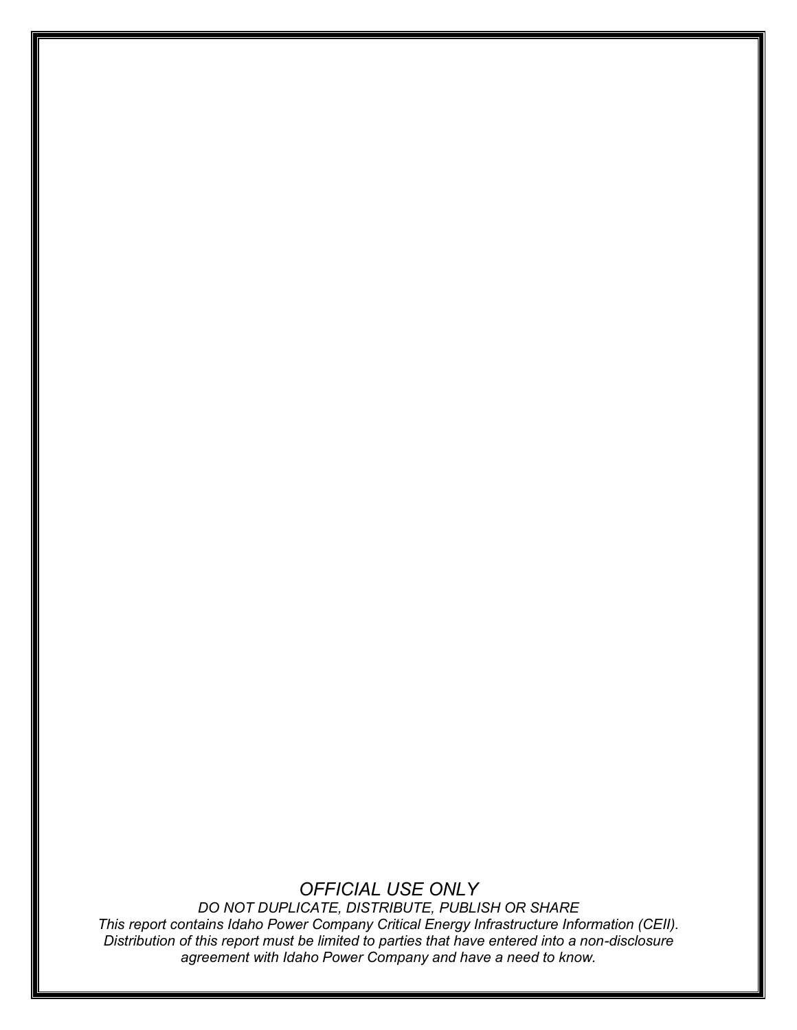*OFFICIAL USE ONLY*

*DO NOT DUPLICATE, DISTRIBUTE, PUBLISH OR SHARE*

*This report contains Idaho Power Company Critical Energy Infrastructure Information (CEII). Distribution of this report must be limited to parties that have entered into a non-disclosure agreement with Idaho Power Company and have a need to know.*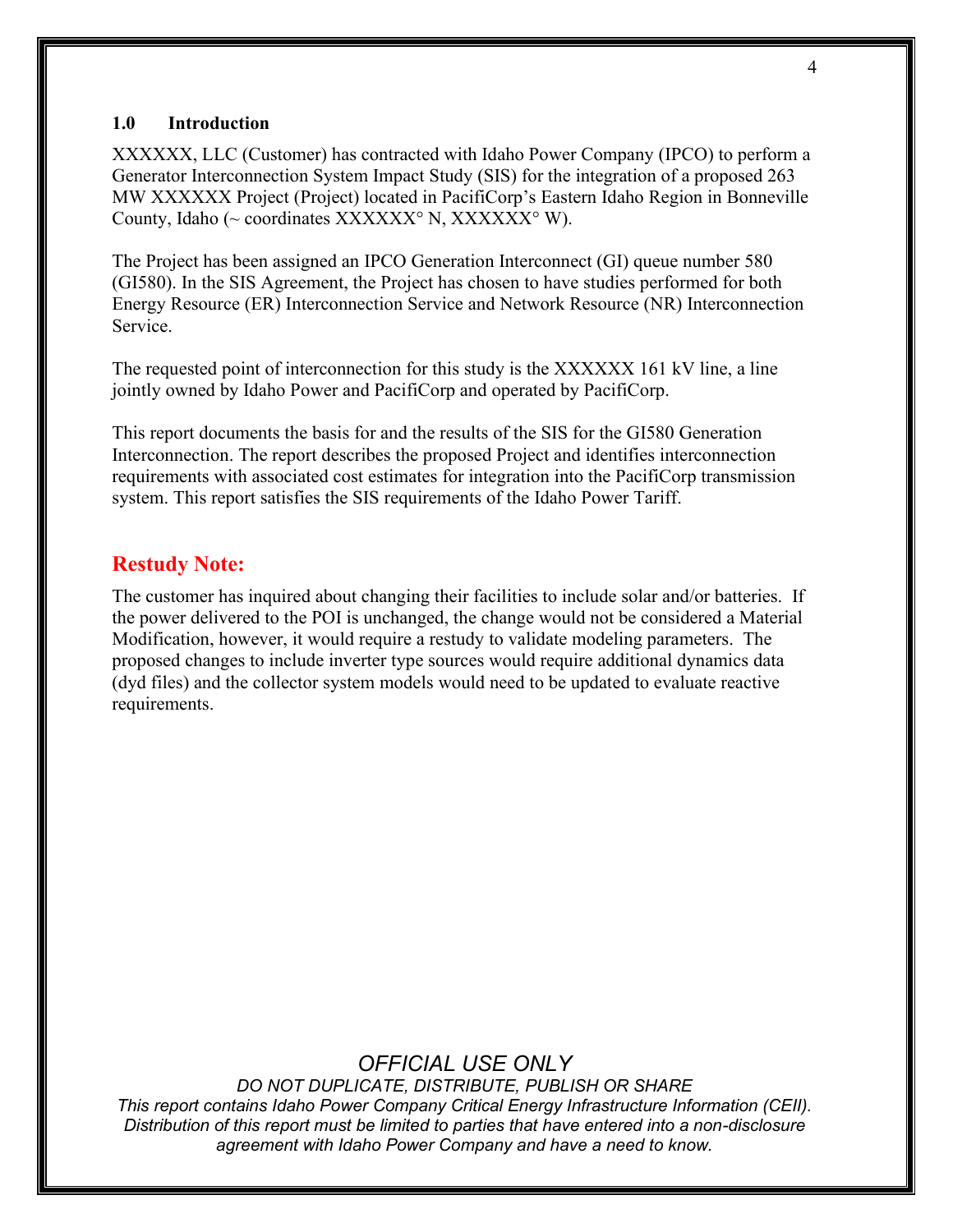## 1.0 Introduction

XXXXXX, LLC (Customer) has contracted with Idaho Power Company (IPCO) to perform a Generator Interconnection System Impact Study (SIS) for the integration of a proposed 263 MW XXXXXX Project (Project) located in PacifiCorp's Eastern Idaho Region in Bonneville County, Idaho (~ coordinates XXXXXX° N, XXXXXX° W).

The Project has been assigned an IPCO Generation Interconnect (GI) queue number 580 (GI580). In the SIS Agreement, the Project has chosen to have studies performed for both Energy Resource (ER) Interconnection Service and Network Resource (NR) Interconnection Service.

The requested point of interconnection for this study is the XXXXXX 161 kV line, a line jointly owned by Idaho Power and PacifiCorp and operated by PacifiCorp.

This report documents the basis for and the results of the SIS for the GI580 Generation Interconnection. The report describes the proposed Project and identifies interconnection requirements with associated cost estimates for integration into the PacifiCorp transmission system. This report satisfies the SIS requirements of the Idaho Power Tariff.

### Restudy Note:

The customer has inquired about changing their facilities to include solar and/or batteries. If the power delivered to the POI is unchanged, the change would not be considered a Material Modification, however, it would require a restudy to validate modeling parameters. The proposed changes to include inverter type sources would require additional dynamics data (dyd files) and the collector system models would need to be updated to evaluate reactive requirements.

*OFFICIAL USE ONLY*

*DO NOT DUPLICATE, DISTRIBUTE, PUBLISH OR SHARE*

*This report contains Idaho Power Company Critical Energy Infrastructure Information (CEII). Distribution of this report must be limited to parties that have entered into a non-disclosure agreement with Idaho Power Company and have a need to know.*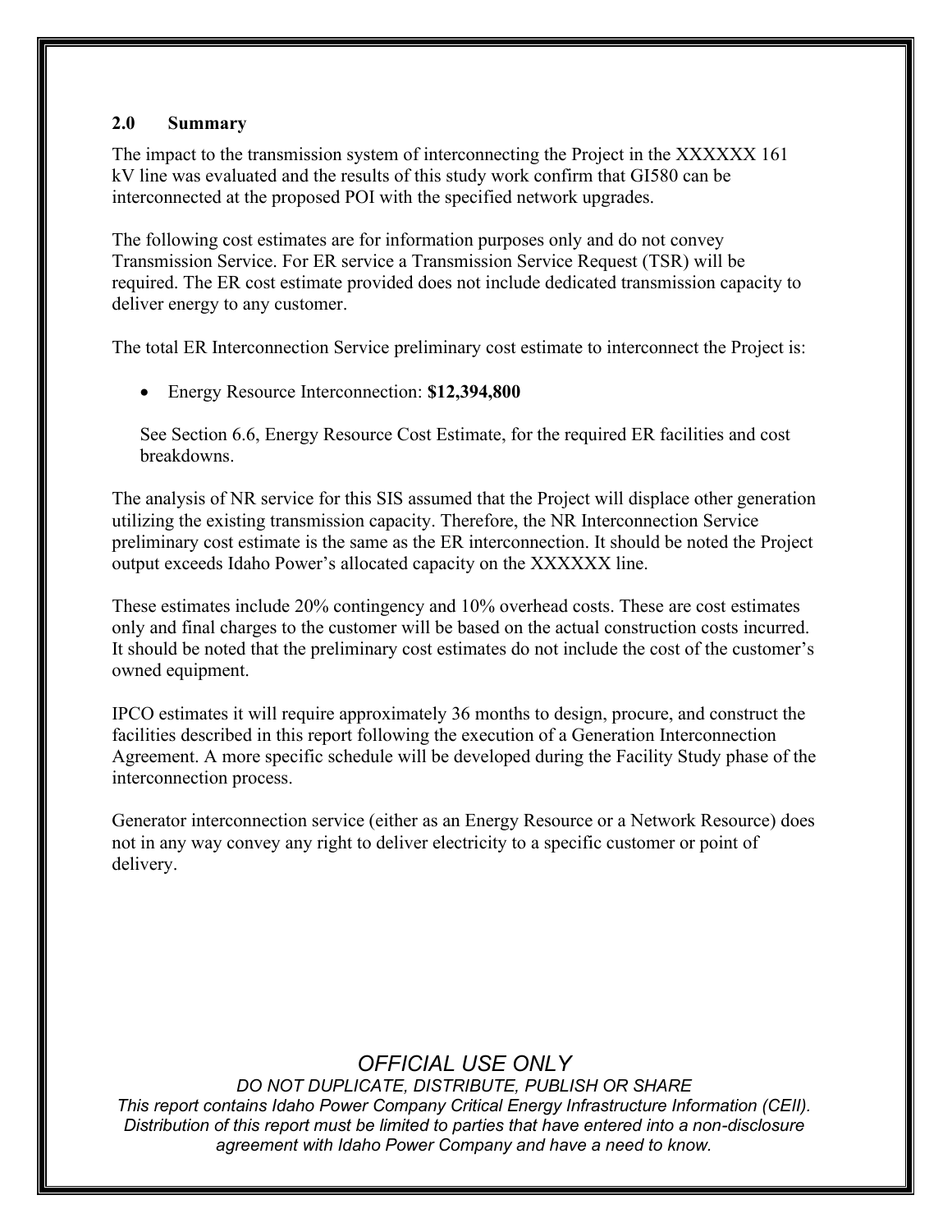## 2.0 Summary

The impact to the transmission system of interconnecting the Project in the XXXXXX 161 kV line was evaluated and the results of this study work confirm that GI580 can be interconnected at the proposed POI with the specified network upgrades.

The following cost estimates are for information purposes only and do not convey Transmission Service. For ER service a Transmission Service Request (TSR) will be required. The ER cost estimate provided does not include dedicated transmission capacity to deliver energy to any customer.

The total ER Interconnection Service preliminary cost estimate to interconnect the Project is:

- Energy Resource Interconnection: **$12,394,800**

  See Section 6.6, Energy Resource Cost Estimate, for the required ER facilities and cost breakdowns.

The analysis of NR service for this SIS assumed that the Project will displace other generation utilizing the existing transmission capacity. Therefore, the NR Interconnection Service preliminary cost estimate is the same as the ER interconnection. It should be noted the Project output exceeds Idaho Power's allocated capacity on the XXXXXX line.

These estimates include 20% contingency and 10% overhead costs. These are cost estimates only and final charges to the customer will be based on the actual construction costs incurred. It should be noted that the preliminary cost estimates do not include the cost of the customer's owned equipment.

IPCO estimates it will require approximately 36 months to design, procure, and construct the facilities described in this report following the execution of a Generation Interconnection Agreement. A more specific schedule will be developed during the Facility Study phase of the interconnection process.

Generator interconnection service (either as an Energy Resource or a Network Resource) does not in any way convey any right to deliver electricity to a specific customer or point of delivery.

*OFFICIAL USE ONLY*

*DO NOT DUPLICATE, DISTRIBUTE, PUBLISH OR SHARE*

*This report contains Idaho Power Company Critical Energy Infrastructure Information (CEII). Distribution of this report must be limited to parties that have entered into a non-disclosure agreement with Idaho Power Company and have a need to know.*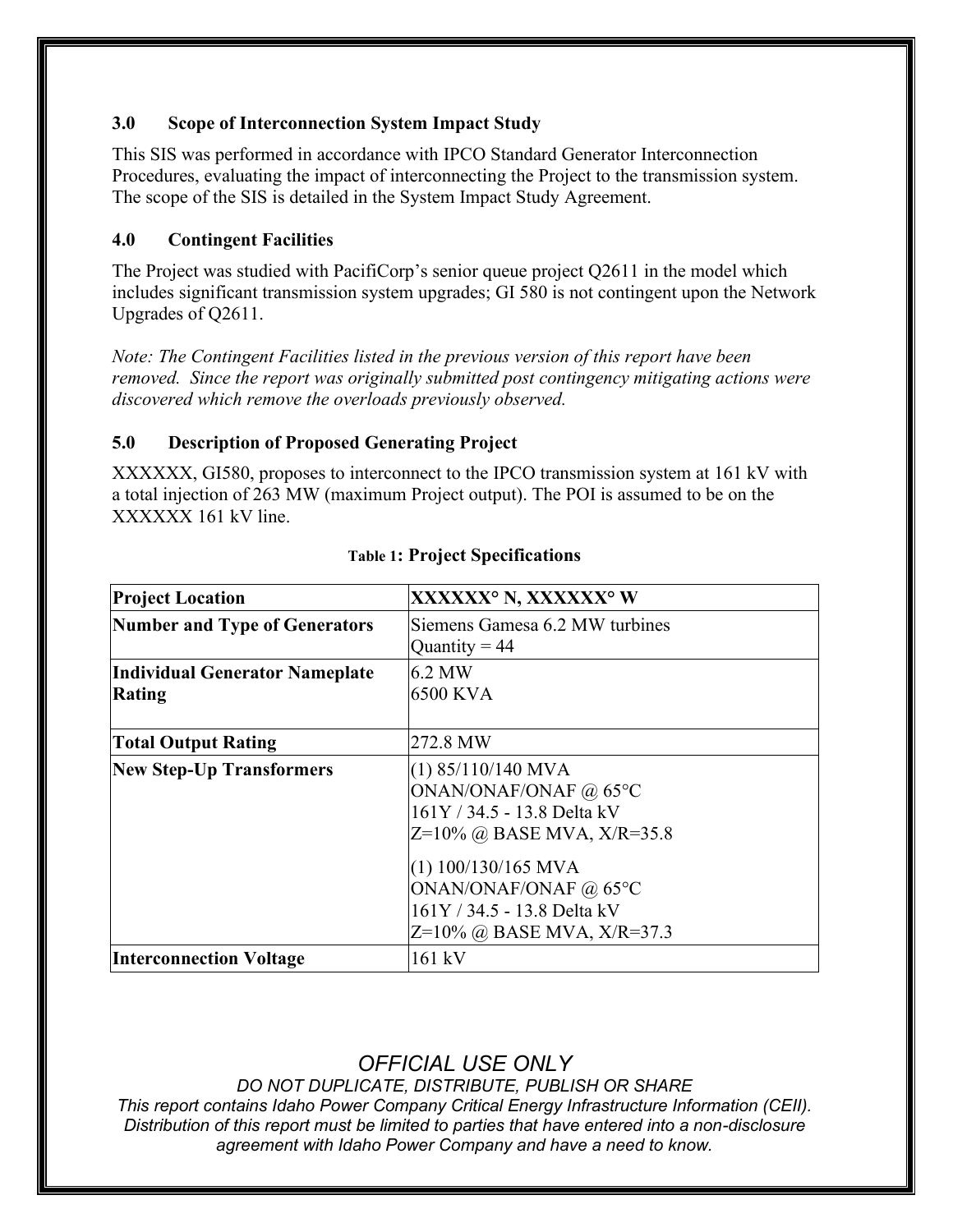## 3.0 Scope of Interconnection System Impact Study

This SIS was performed in accordance with IPCO Standard Generator Interconnection Procedures, evaluating the impact of interconnecting the Project to the transmission system. The scope of the SIS is detailed in the System Impact Study Agreement.

## 4.0 Contingent Facilities

The Project was studied with PacifiCorp's senior queue project Q2611 in the model which includes significant transmission system upgrades; GI 580 is not contingent upon the Network Upgrades of Q2611.

*Note: The Contingent Facilities listed in the previous version of this report have been removed. Since the report was originally submitted post contingency mitigating actions were discovered which remove the overloads previously observed.*

## 5.0 Description of Proposed Generating Project

XXXXXX, GI580, proposes to interconnect to the IPCO transmission system at 161 kV with a total injection of 263 MW (maximum Project output). The POI is assumed to be on the XXXXXX 161 kV line.

**Table 1: Project Specifications**

| **Project Location** | **XXXXXX° N, XXXXXX° W** |
|---|---|
| **Number and Type of Generators** | Siemens Gamesa 6.2 MW turbines<br>Quantity = 44 |
| **Individual Generator Nameplate Rating** | 6.2 MW<br>6500 KVA |
| **Total Output Rating** | 272.8 MW |
| **New Step-Up Transformers** | (1) 85/110/140 MVA<br>ONAN/ONAF/ONAF @ 65°C<br>161Y / 34.5 - 13.8 Delta kV<br>Z=10% @ BASE MVA, X/R=35.8<br><br>(1) 100/130/165 MVA<br>ONAN/ONAF/ONAF @ 65°C<br>161Y / 34.5 - 13.8 Delta kV<br>Z=10% @ BASE MVA, X/R=37.3 |
| **Interconnection Voltage** | 161 kV |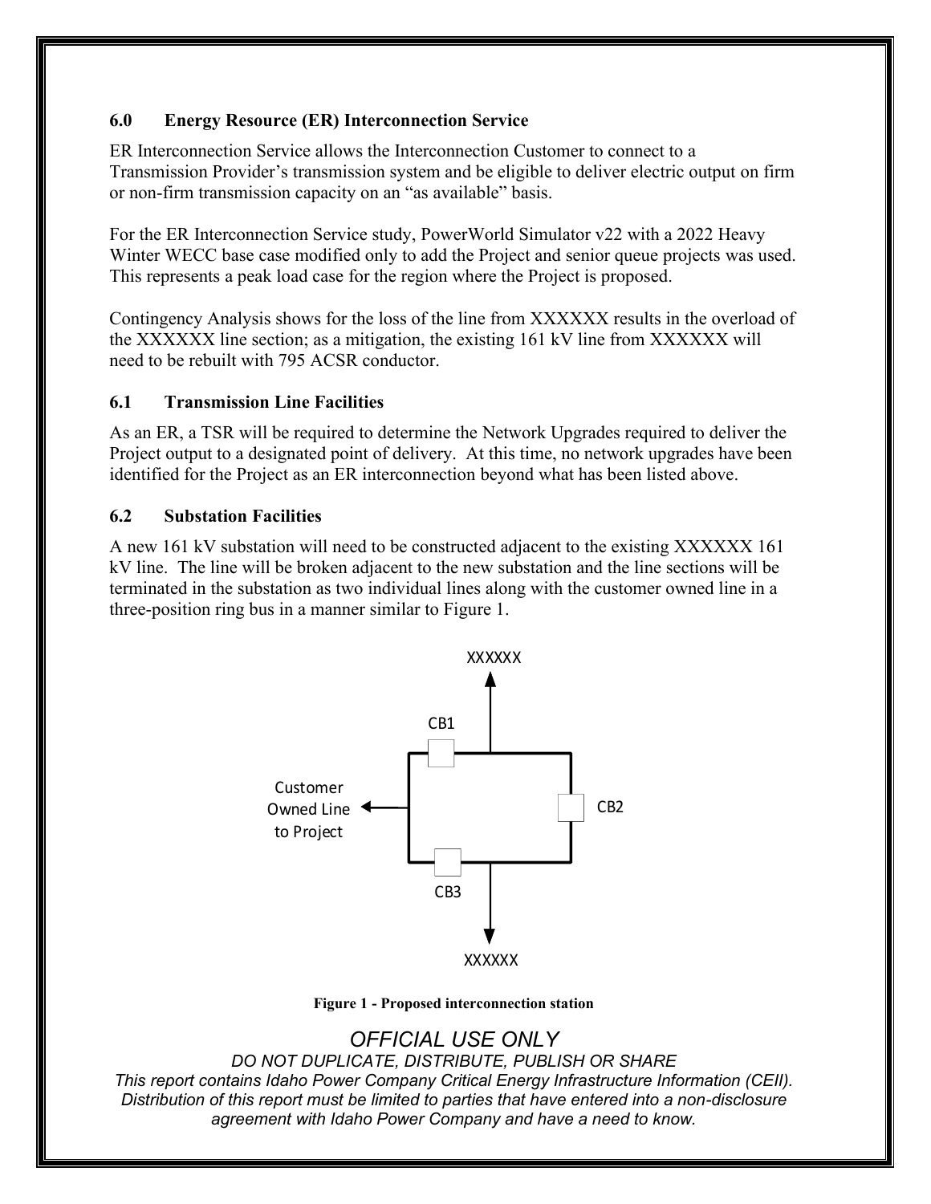### 6.0 Energy Resource (ER) Interconnection Service

ER Interconnection Service allows the Interconnection Customer to connect to a Transmission Provider's transmission system and be eligible to deliver electric output on firm or non-firm transmission capacity on an "as available" basis.

For the ER Interconnection Service study, PowerWorld Simulator v22 with a 2022 Heavy Winter WECC base case modified only to add the Project and senior queue projects was used. This represents a peak load case for the region where the Project is proposed.

Contingency Analysis shows for the loss of the line from XXXXXX results in the overload of the XXXXXX line section; as a mitigation, the existing 161 kV line from XXXXXX will need to be rebuilt with 795 ACSR conductor.

### 6.1 Transmission Line Facilities

As an ER, a TSR will be required to determine the Network Upgrades required to deliver the Project output to a designated point of delivery. At this time, no network upgrades have been identified for the Project as an ER interconnection beyond what has been listed above.

### 6.2 Substation Facilities

A new 161 kV substation will need to be constructed adjacent to the existing XXXXXX 161 kV line. The line will be broken adjacent to the new substation and the line sections will be terminated in the substation as two individual lines along with the customer owned line in a three-position ring bus in a manner similar to Figure 1.

XXXXXX

CB1

Customer Owned Line to Project

CB2

CB3

XXXXXX

**Figure 1 - Proposed interconnection station**

*OFFICIAL USE ONLY*
*DO NOT DUPLICATE, DISTRIBUTE, PUBLISH OR SHARE*
*This report contains Idaho Power Company Critical Energy Infrastructure Information (CEII). Distribution of this report must be limited to parties that have entered into a non-disclosure agreement with Idaho Power Company and have a need to know.*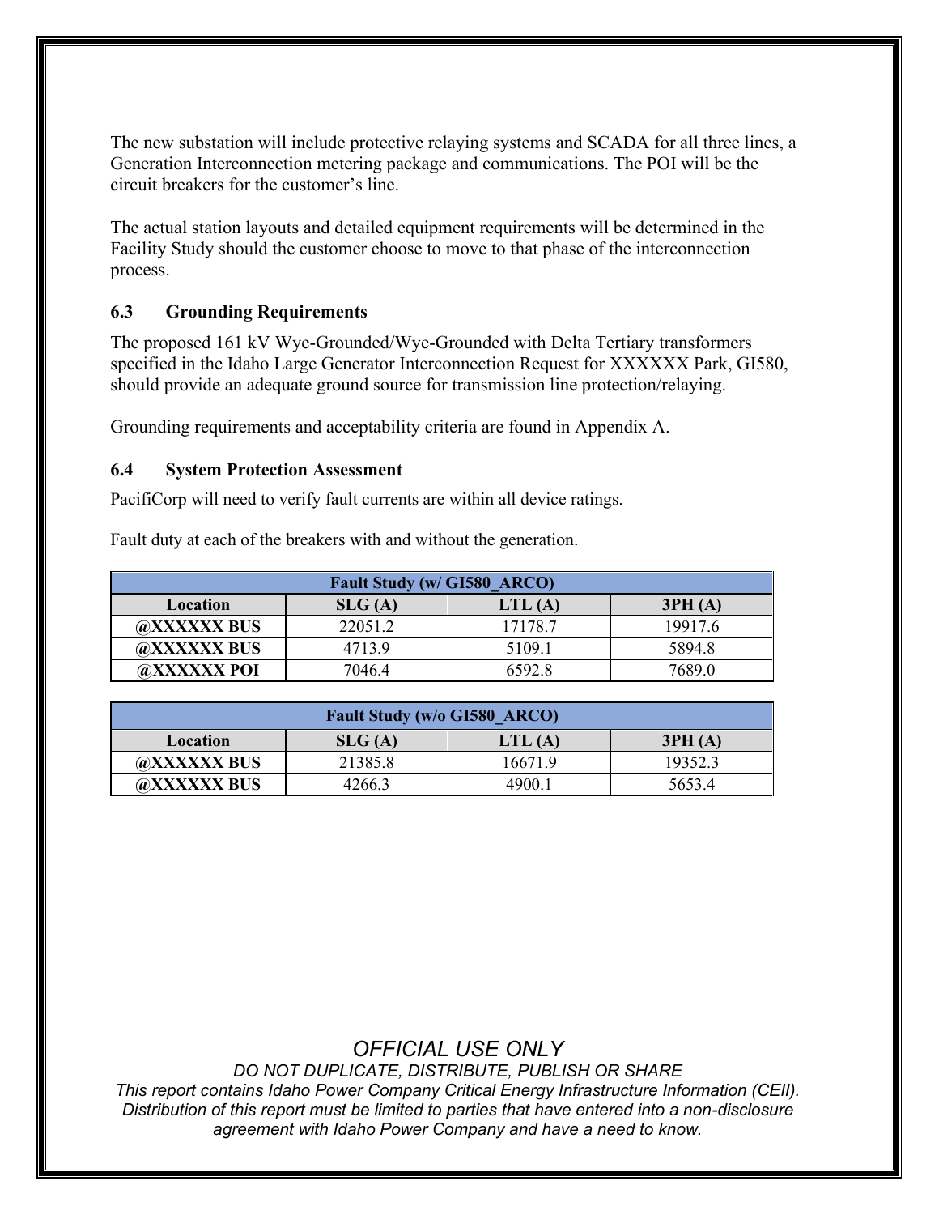The new substation will include protective relaying systems and SCADA for all three lines, a Generation Interconnection metering package and communications. The POI will be the circuit breakers for the customer's line.

The actual station layouts and detailed equipment requirements will be determined in the Facility Study should the customer choose to move to that phase of the interconnection process.

### 6.3 Grounding Requirements

The proposed 161 kV Wye-Grounded/Wye-Grounded with Delta Tertiary transformers specified in the Idaho Large Generator Interconnection Request for XXXXXX Park, GI580, should provide an adequate ground source for transmission line protection/relaying.

Grounding requirements and acceptability criteria are found in Appendix A.

### 6.4 System Protection Assessment

PacifiCorp will need to verify fault currents are within all device ratings.

Fault duty at each of the breakers with and without the generation.

| Fault Study (w/ GI580_ARCO) | | | |
|---|---|---|---|
| **Location** | **SLG (A)** | **LTL (A)** | **3PH (A)** |
| **@XXXXXX BUS** | 22051.2 | 17178.7 | 19917.6 |
| **@XXXXXX BUS** | 4713.9 | 5109.1 | 5894.8 |
| **@XXXXXX POI** | 7046.4 | 6592.8 | 7689.0 |

| Fault Study (w/o GI580_ARCO) | | | |
|---|---|---|---|
| **Location** | **SLG (A)** | **LTL (A)** | **3PH (A)** |
| **@XXXXXX BUS** | 21385.8 | 16671.9 | 19352.3 |
| **@XXXXXX BUS** | 4266.3 | 4900.1 | 5653.4 |

*OFFICIAL USE ONLY*

*DO NOT DUPLICATE, DISTRIBUTE, PUBLISH OR SHARE*

*This report contains Idaho Power Company Critical Energy Infrastructure Information (CEII). Distribution of this report must be limited to parties that have entered into a non-disclosure agreement with Idaho Power Company and have a need to know.*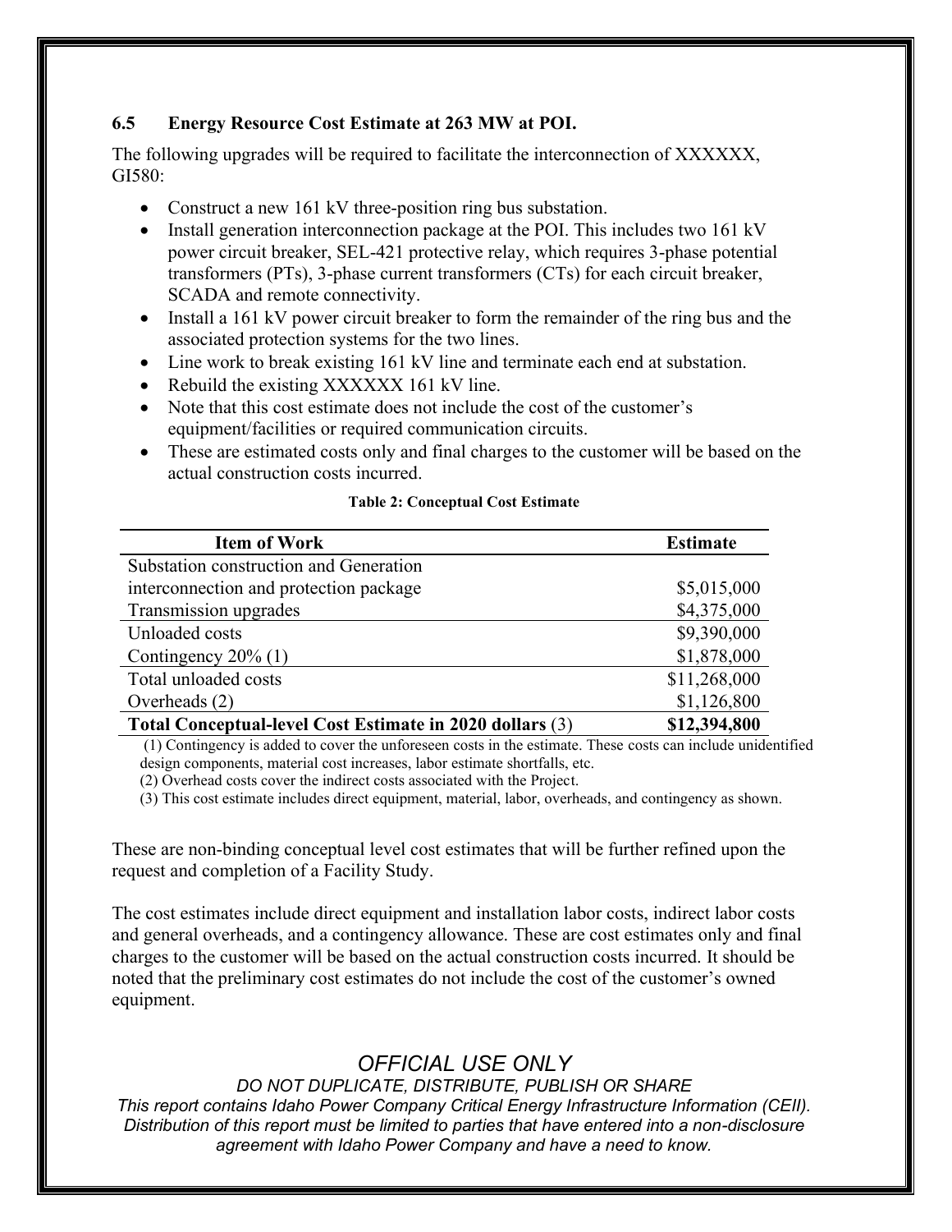### 6.5 Energy Resource Cost Estimate at 263 MW at POI.

The following upgrades will be required to facilitate the interconnection of XXXXXX, GI580:

- Construct a new 161 kV three-position ring bus substation.
- Install generation interconnection package at the POI. This includes two 161 kV power circuit breaker, SEL-421 protective relay, which requires 3-phase potential transformers (PTs), 3-phase current transformers (CTs) for each circuit breaker, SCADA and remote connectivity.
- Install a 161 kV power circuit breaker to form the remainder of the ring bus and the associated protection systems for the two lines.
- Line work to break existing 161 kV line and terminate each end at substation.
- Rebuild the existing XXXXXX 161 kV line.
- Note that this cost estimate does not include the cost of the customer's equipment/facilities or required communication circuits.
- These are estimated costs only and final charges to the customer will be based on the actual construction costs incurred.

**Table 2: Conceptual Cost Estimate**

| Item of Work | Estimate |
|---|---|
| Substation construction and Generation interconnection and protection package | $5,015,000 |
| Transmission upgrades | $4,375,000 |
| Unloaded costs | $9,390,000 |
| Contingency 20% (1) | $1,878,000 |
| Total unloaded costs | $11,268,000 |
| Overheads (2) | $1,126,800 |
| **Total Conceptual-level Cost Estimate in 2020 dollars** (3) | **$12,394,800** |

(1) Contingency is added to cover the unforeseen costs in the estimate. These costs can include unidentified design components, material cost increases, labor estimate shortfalls, etc.
(2) Overhead costs cover the indirect costs associated with the Project.
(3) This cost estimate includes direct equipment, material, labor, overheads, and contingency as shown.

These are non-binding conceptual level cost estimates that will be further refined upon the request and completion of a Facility Study.

The cost estimates include direct equipment and installation labor costs, indirect labor costs and general overheads, and a contingency allowance. These are cost estimates only and final charges to the customer will be based on the actual construction costs incurred. It should be noted that the preliminary cost estimates do not include the cost of the customer's owned equipment.

*OFFICIAL USE ONLY*

*DO NOT DUPLICATE, DISTRIBUTE, PUBLISH OR SHARE*

*This report contains Idaho Power Company Critical Energy Infrastructure Information (CEII). Distribution of this report must be limited to parties that have entered into a non-disclosure agreement with Idaho Power Company and have a need to know.*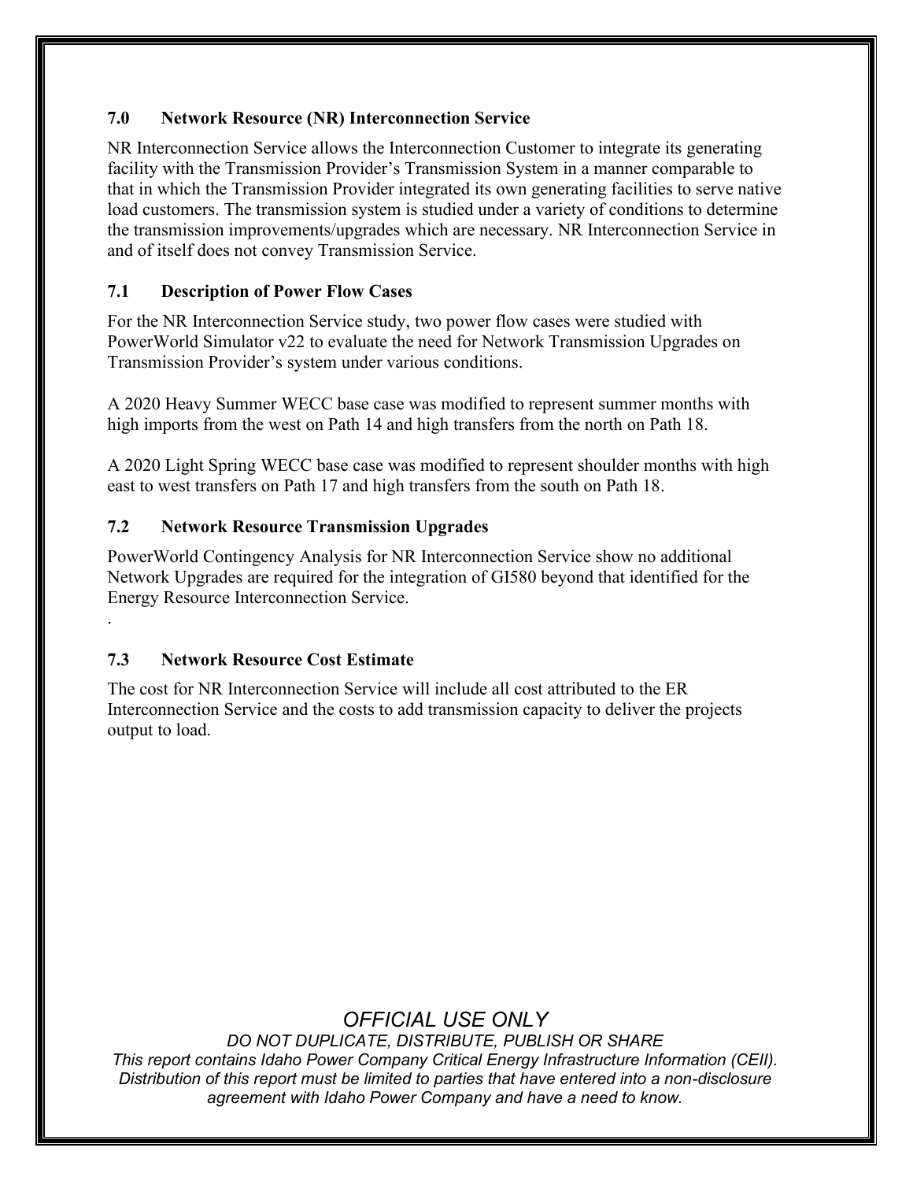## 7.0 Network Resource (NR) Interconnection Service

NR Interconnection Service allows the Interconnection Customer to integrate its generating facility with the Transmission Provider's Transmission System in a manner comparable to that in which the Transmission Provider integrated its own generating facilities to serve native load customers. The transmission system is studied under a variety of conditions to determine the transmission improvements/upgrades which are necessary. NR Interconnection Service in and of itself does not convey Transmission Service.

### 7.1 Description of Power Flow Cases

For the NR Interconnection Service study, two power flow cases were studied with PowerWorld Simulator v22 to evaluate the need for Network Transmission Upgrades on Transmission Provider's system under various conditions.

A 2020 Heavy Summer WECC base case was modified to represent summer months with high imports from the west on Path 14 and high transfers from the north on Path 18.

A 2020 Light Spring WECC base case was modified to represent shoulder months with high east to west transfers on Path 17 and high transfers from the south on Path 18.

### 7.2 Network Resource Transmission Upgrades

PowerWorld Contingency Analysis for NR Interconnection Service show no additional Network Upgrades are required for the integration of GI580 beyond that identified for the Energy Resource Interconnection Service.

### 7.3 Network Resource Cost Estimate

The cost for NR Interconnection Service will include all cost attributed to the ER Interconnection Service and the costs to add transmission capacity to deliver the projects output to load.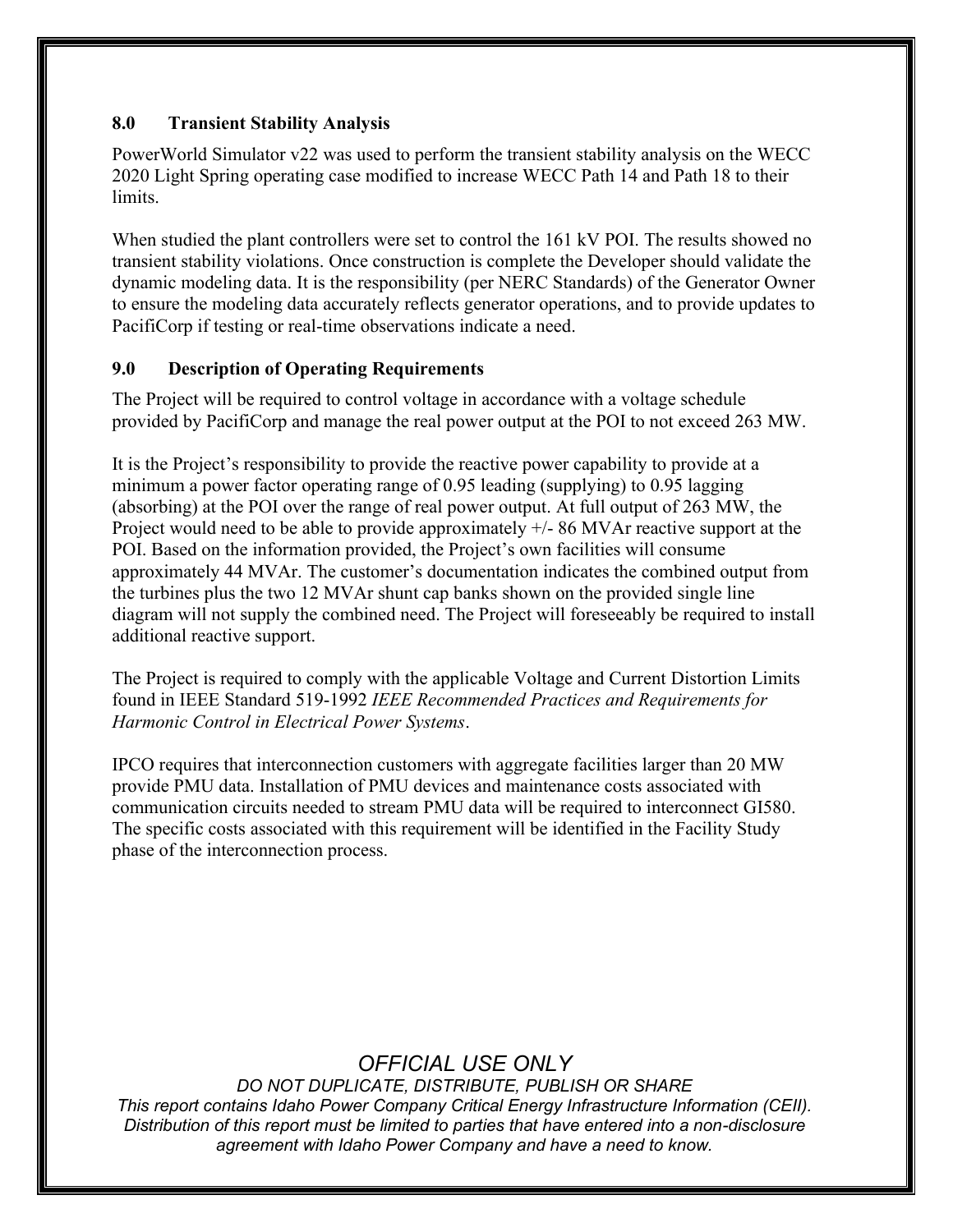## 8.0 Transient Stability Analysis

PowerWorld Simulator v22 was used to perform the transient stability analysis on the WECC 2020 Light Spring operating case modified to increase WECC Path 14 and Path 18 to their limits.

When studied the plant controllers were set to control the 161 kV POI. The results showed no transient stability violations. Once construction is complete the Developer should validate the dynamic modeling data. It is the responsibility (per NERC Standards) of the Generator Owner to ensure the modeling data accurately reflects generator operations, and to provide updates to PacifiCorp if testing or real-time observations indicate a need.

## 9.0 Description of Operating Requirements

The Project will be required to control voltage in accordance with a voltage schedule provided by PacifiCorp and manage the real power output at the POI to not exceed 263 MW.

It is the Project's responsibility to provide the reactive power capability to provide at a minimum a power factor operating range of 0.95 leading (supplying) to 0.95 lagging (absorbing) at the POI over the range of real power output. At full output of 263 MW, the Project would need to be able to provide approximately +/- 86 MVAr reactive support at the POI. Based on the information provided, the Project's own facilities will consume approximately 44 MVAr. The customer's documentation indicates the combined output from the turbines plus the two 12 MVAr shunt cap banks shown on the provided single line diagram will not supply the combined need. The Project will foreseeably be required to install additional reactive support.

The Project is required to comply with the applicable Voltage and Current Distortion Limits found in IEEE Standard 519-1992 *IEEE Recommended Practices and Requirements for Harmonic Control in Electrical Power Systems*.

IPCO requires that interconnection customers with aggregate facilities larger than 20 MW provide PMU data. Installation of PMU devices and maintenance costs associated with communication circuits needed to stream PMU data will be required to interconnect GI580. The specific costs associated with this requirement will be identified in the Facility Study phase of the interconnection process.

*OFFICIAL USE ONLY*

*DO NOT DUPLICATE, DISTRIBUTE, PUBLISH OR SHARE*

*This report contains Idaho Power Company Critical Energy Infrastructure Information (CEII). Distribution of this report must be limited to parties that have entered into a non-disclosure agreement with Idaho Power Company and have a need to know.*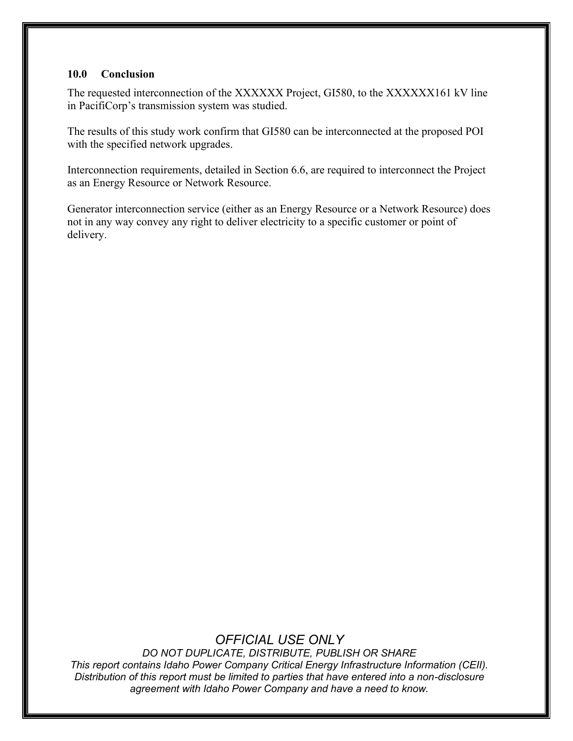## 10.0 Conclusion

The requested interconnection of the XXXXXX Project, GI580, to the XXXXXX161 kV line in PacifiCorp's transmission system was studied.

The results of this study work confirm that GI580 can be interconnected at the proposed POI with the specified network upgrades.

Interconnection requirements, detailed in Section 6.6, are required to interconnect the Project as an Energy Resource or Network Resource.

Generator interconnection service (either as an Energy Resource or a Network Resource) does not in any way convey any right to deliver electricity to a specific customer or point of delivery.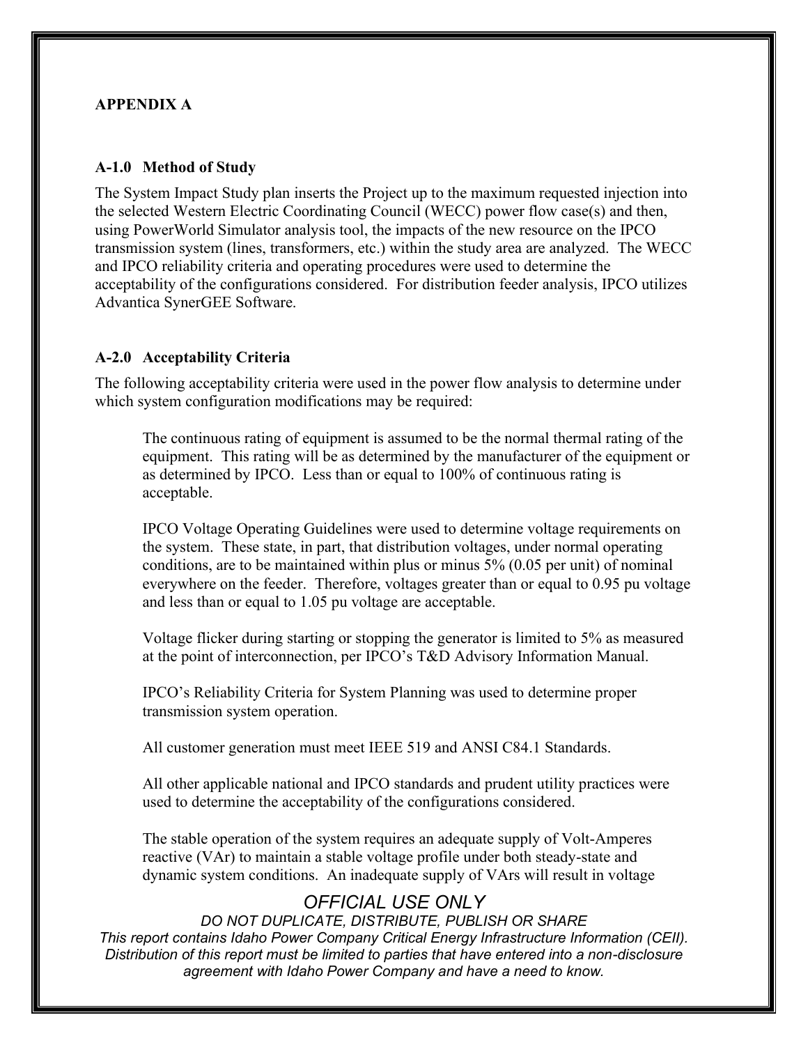**APPENDIX A**

**A-1.0 Method of Study**

The System Impact Study plan inserts the Project up to the maximum requested injection into the selected Western Electric Coordinating Council (WECC) power flow case(s) and then, using PowerWorld Simulator analysis tool, the impacts of the new resource on the IPCO transmission system (lines, transformers, etc.) within the study area are analyzed. The WECC and IPCO reliability criteria and operating procedures were used to determine the acceptability of the configurations considered. For distribution feeder analysis, IPCO utilizes Advantica SynerGEE Software.

**A-2.0 Acceptability Criteria**

The following acceptability criteria were used in the power flow analysis to determine under which system configuration modifications may be required:

The continuous rating of equipment is assumed to be the normal thermal rating of the equipment. This rating will be as determined by the manufacturer of the equipment or as determined by IPCO. Less than or equal to 100% of continuous rating is acceptable.

IPCO Voltage Operating Guidelines were used to determine voltage requirements on the system. These state, in part, that distribution voltages, under normal operating conditions, are to be maintained within plus or minus 5% (0.05 per unit) of nominal everywhere on the feeder. Therefore, voltages greater than or equal to 0.95 pu voltage and less than or equal to 1.05 pu voltage are acceptable.

Voltage flicker during starting or stopping the generator is limited to 5% as measured at the point of interconnection, per IPCO's T&D Advisory Information Manual.

IPCO's Reliability Criteria for System Planning was used to determine proper transmission system operation.

All customer generation must meet IEEE 519 and ANSI C84.1 Standards.

All other applicable national and IPCO standards and prudent utility practices were used to determine the acceptability of the configurations considered.

The stable operation of the system requires an adequate supply of Volt-Amperes reactive (VAr) to maintain a stable voltage profile under both steady-state and dynamic system conditions. An inadequate supply of VArs will result in voltage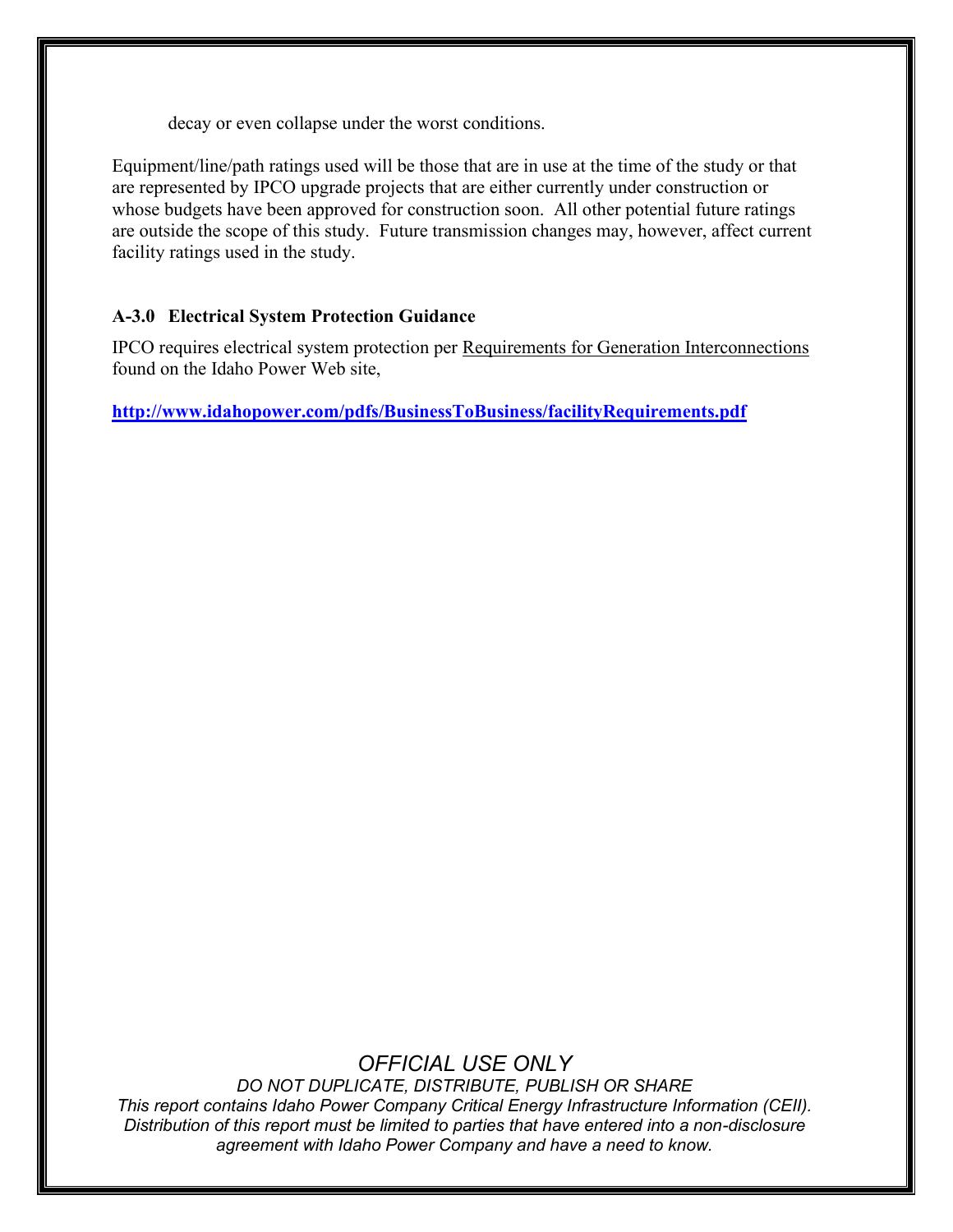decay or even collapse under the worst conditions.

Equipment/line/path ratings used will be those that are in use at the time of the study or that are represented by IPCO upgrade projects that are either currently under construction or whose budgets have been approved for construction soon. All other potential future ratings are outside the scope of this study. Future transmission changes may, however, affect current facility ratings used in the study.

### A-3.0 Electrical System Protection Guidance

IPCO requires electrical system protection per Requirements for Generation Interconnections found on the Idaho Power Web site,

**http://www.idahopower.com/pdfs/BusinessToBusiness/facilityRequirements.pdf**

*OFFICIAL USE ONLY*
*DO NOT DUPLICATE, DISTRIBUTE, PUBLISH OR SHARE*
*This report contains Idaho Power Company Critical Energy Infrastructure Information (CEII). Distribution of this report must be limited to parties that have entered into a non-disclosure agreement with Idaho Power Company and have a need to know.*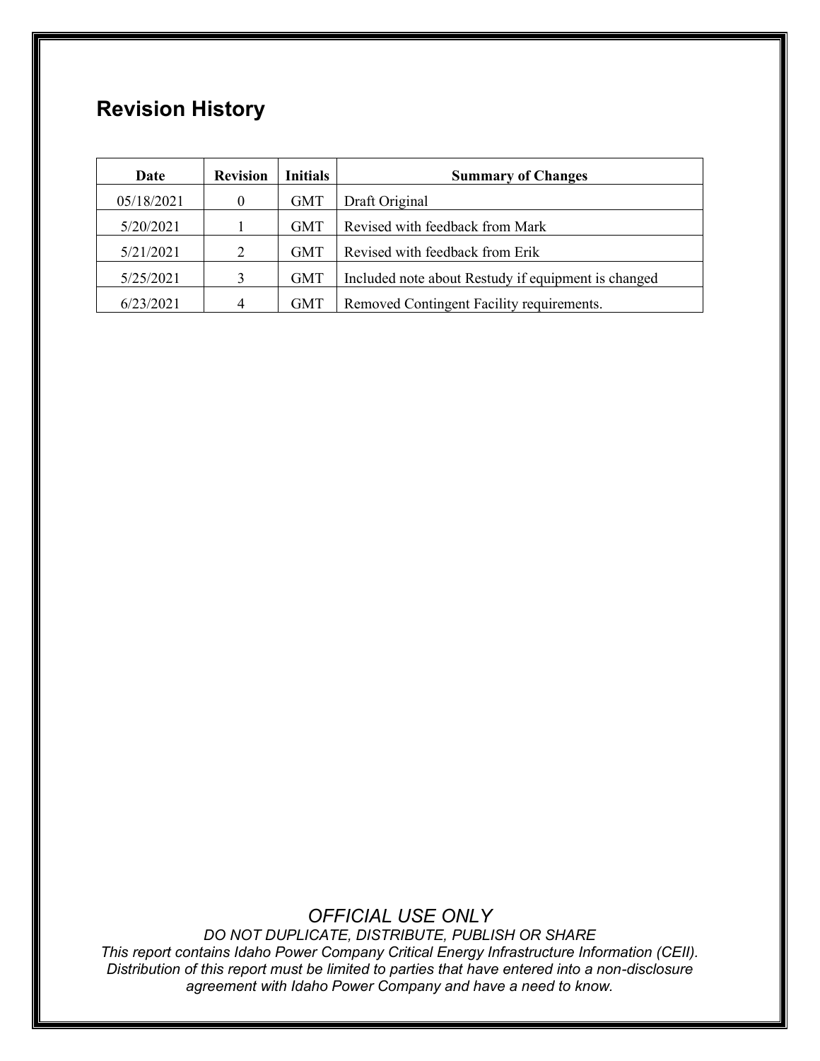## Revision History

| Date | Revision | Initials | Summary of Changes |
|---|---|---|---|
| 05/18/2021 | 0 | GMT | Draft Original |
| 5/20/2021 | 1 | GMT | Revised with feedback from Mark |
| 5/21/2021 | 2 | GMT | Revised with feedback from Erik |
| 5/25/2021 | 3 | GMT | Included note about Restudy if equipment is changed |
| 6/23/2021 | 4 | GMT | Removed Contingent Facility requirements. |

*OFFICIAL USE ONLY*

*DO NOT DUPLICATE, DISTRIBUTE, PUBLISH OR SHARE*

*This report contains Idaho Power Company Critical Energy Infrastructure Information (CEII). Distribution of this report must be limited to parties that have entered into a non-disclosure agreement with Idaho Power Company and have a need to know.*